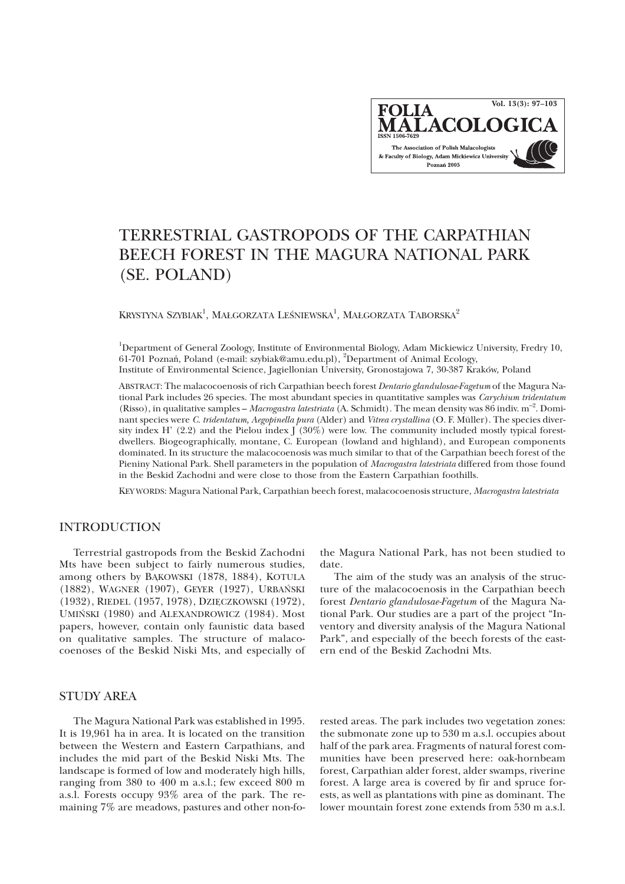# TERRESTRIAL GASTROPODS OF THE CARPATHIAN BEECH FOREST IN THE MAGURA NATIONAL PARK (SE. POLAND)

KRYSTYNA SZYBIAK[1], MAŁGORZATA LEŚNIEWSKA[1], MAŁGORZATA TABORSKA[2]

[1]Department of General Zoology, Institute of Environmental Biology, Adam Mickiewicz University, Fredry 10, 61-701 Poznań, Poland (e-mail: szybiak@amu.edu.pl), [2]Department of Animal Ecology, Institute of Environmental Science, Jagiellonian University, Gronostajowa 7, 30-387 Kraków, Poland

ABSTRACT: The malacocoenosis of rich Carpathian beech forest *Dentario glandulosae-Fagetum* of the Magura National Park includes 26 species. The most abundant species in quantitative samples was *Carychium tridentatum* (Risso), in qualitative samples – *Macrogastra latestriata* (A. Schmidt). The mean density was 86 indiv. $m^{-2}$. Dominant species were *C. tridentatum, Aegopinella pura* (Alder) and *Vitrea crystallina* (O. F. Müller). The species diversity index H' (2.2) and the Pielou index J (30%) were low. The community included mostly typical forest-dwellers. Biogeographically, montane, C. European (lowland and highland), and European components dominated. In its structure the malacocoenosis was much similar to that of the Carpathian beech forest of the Pieniny National Park. Shell parameters in the population of *Macrogastra latestriata* differed from those found in the Beskid Zachodni and were close to those from the Eastern Carpathian foothills.

KEY WORDS: Magura National Park, Carpathian beech forest, malacocoenosis structure, *Macrogastra latestriata*

## INTRODUCTION

Terrestrial gastropods from the Beskid Zachodni Mts have been subject to fairly numerous studies, among others by BĄKOWSKI (1878, 1884), KOTULA (1882), WAGNER (1907), GEYER (1927), URBAŃSKI (1932), RIEDEL (1957, 1978), DZIĘCZKOWSKI (1972), UMIŃSKI (1980) and ALEXANDROWICZ (1984). Most papers, however, contain only faunistic data based on qualitative samples. The structure of malacocoenoses of the Beskid Niski Mts, and especially of the Magura National Park, has not been studied to date.

The aim of the study was an analysis of the structure of the malacocoenosis in the Carpathian beech forest *Dentario glandulosae-Fagetum* of the Magura National Park. Our studies are a part of the project "Inventory and diversity analysis of the Magura National Park", and especially of the beech forests of the eastern end of the Beskid Zachodni Mts.

## STUDY AREA

The Magura National Park was established in 1995. It is 19,961 ha in area. It is located on the transition between the Western and Eastern Carpathians, and includes the mid part of the Beskid Niski Mts. The landscape is formed of low and moderately high hills, ranging from 380 to 400 m a.s.l.; few exceed 800 m a.s.l. Forests occupy 93% area of the park. The remaining 7% are meadows, pastures and other non-forested areas. The park includes two vegetation zones: the submonate zone up to 530 m a.s.l. occupies about half of the park area. Fragments of natural forest communities have been preserved here: oak-hornbeam forest, Carpathian alder forest, alder swamps, riverine forest. A large area is covered by fir and spruce forests, as well as plantations with pine as dominant. The lower mountain forest zone extends from 530 m a.s.l.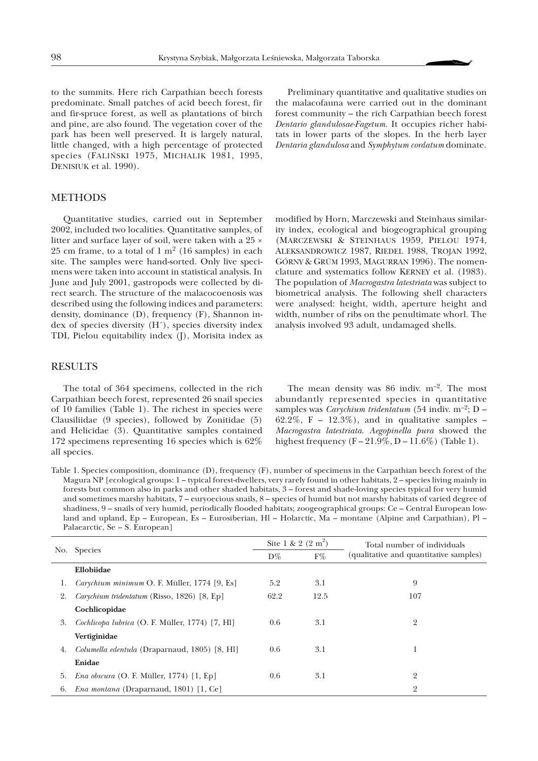to the summits. Here rich Carpathian beech forests predominate. Small patches of acid beech forest, fir and fir-spruce forest, as well as plantations of birch and pine, are also found. The vegetation cover of the park has been well preserved. It is largely natural, little changed, with a high percentage of protected species (FALIŃSKI 1975, MICHALIK 1981, 1995, DENISIUK et al. 1990).

Preliminary quantitative and qualitative studies on the malacofauna were carried out in the dominant forest community – the rich Carpathian beech forest *Dentario glandulosae-Fagetum*. It occupies richer habitats in lower parts of the slopes. In the herb layer *Dentaria glandulosa* and *Symphytum cordatum* dominate.

## METHODS

Quantitative studies, carried out in September 2002, included two localities. Quantitative samples, of litter and surface layer of soil, were taken with a 25 × 25 cm frame, to a total of 1 m$^2$ (16 samples) in each site. The samples were hand-sorted. Only live specimens were taken into account in statistical analysis. In June and July 2001, gastropods were collected by direct search. The structure of the malacocoenosis was described using the following indices and parameters: density, dominance (D), frequency (F), Shannon index of species diversity (H´), species diversity index TDI, Pielou equitability index (J), Morisita index as modified by Horn, Marczewski and Steinhaus similarity index, ecological and biogeographical grouping (MARCZEWSKI & STEINHAUS 1959, PIELOU 1974, ALEKSANDROWICZ 1987, RIEDEL 1988, TROJAN 1992, GÓRNY & GRÜM 1993, MAGURRAN 1996). The nomenclature and systematics follow KERNEY et al. (1983). The population of *Macrogastra latestriata* was subject to biometrical analysis. The following shell characters were analysed: height, width, aperture height and width, number of ribs on the penultimate whorl. The analysis involved 93 adult, undamaged shells.

## RESULTS

The total of 364 specimens, collected in the rich Carpathian beech forest, represented 26 snail species of 10 families (Table 1). The richest in species were Clausiliidae (9 species), followed by Zonitidae (5) and Helicidae (3). Quantitative samples contained 172 specimens representing 16 species which is 62% all species.

The mean density was 86 indiv. m$^{-2}$. The most abundantly represented species in quantitative samples was *Carychium tridentatum* (54 indiv. m$^{-2}$; D – 62.2%, F – 12.3%), and in qualitative samples – *Macrogastra latestriata*. *Aegopinella pura* showed the highest frequency (F – 21.9%, D – 11.6%) (Table 1).

Table 1. Species composition, dominance (D), frequency (F), number of specimens in the Carpathian beech forest of the Magura NP [ecological groups: 1 – typical forest-dwellers, very rarely found in other habitats, 2 – species living mainly in forests but common also in parks and other shaded habitats, 3 – forest and shade-loving species typical for very humid and sometimes marshy habitats, 7 – euryoecious snails, 8 – species of humid but not marshy habitats of varied degree of shadiness, 9 – snails of very humid, periodically flooded habitats; zoogeographical groups: Ce – Central European lowland and upland, Ep – European, Es – Eurosiberian, Hl – Holarctic, Ma – montane (Alpine and Carpathian), Pl – Palaearctic, Se – S. European]

| No. | Species | Site 1 & 2 (2 m$^2$) | | Total number of individuals (qualitative and quantitative samples) |
|---|---|---|---|---|
| | | D% | F% | |
| | **Ellobiidae** | | | |
| 1. | *Carychium minimum* O. F. Müller, 1774 [9, Es] | 5.2 | 3.1 | 9 |
| 2. | *Carychium tridentatum* (Risso, 1826) [8, Ep] | 62.2 | 12.5 | 107 |
| | **Cochlicopidae** | | | |
| 3. | *Cochlicopa lubrica* (O. F. Müller, 1774) [7, Hl] | 0.6 | 3.1 | 2 |
| | **Vertiginidae** | | | |
| 4. | *Columella edentula* (Draparnaud, 1805) [8, Hl] | 0.6 | 3.1 | 1 |
| | **Enidae** | | | |
| 5. | *Ena obscura* (O. F. Müller, 1774) [1, Ep] | 0.6 | 3.1 | 2 |
| 6. | *Ena montana* (Draparnaud, 1801) [1, Ce] | | | 2 |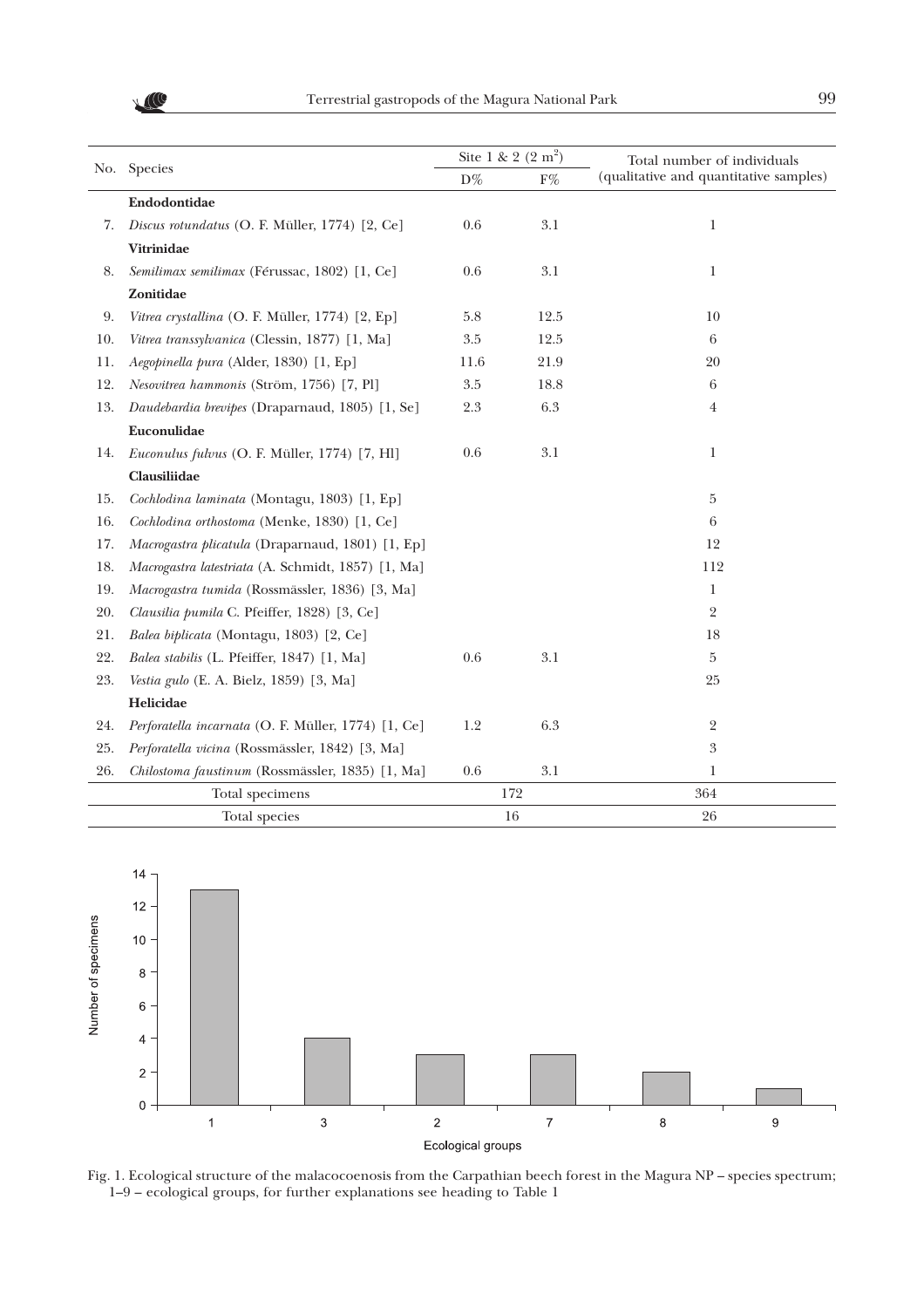| No. | Species | Site 1 & 2 (2 m²) | | Total number of individuals (qualitative and quantitative samples) |
|---|---|---|---|---|
| | | D% | F% | |
| | **Endodontidae** | | | |
| 7. | *Discus rotundatus* (O. F. Müller, 1774) [2, Ce] | 0.6 | 3.1 | 1 |
| | **Vitrinidae** | | | |
| 8. | *Semilimax semilimax* (Férussac, 1802) [1, Ce] | 0.6 | 3.1 | 1 |
| | **Zonitidae** | | | |
| 9. | *Vitrea crystallina* (O. F. Müller, 1774) [2, Ep] | 5.8 | 12.5 | 10 |
| 10. | *Vitrea transsylvanica* (Clessin, 1877) [1, Ma] | 3.5 | 12.5 | 6 |
| 11. | *Aegopinella pura* (Alder, 1830) [1, Ep] | 11.6 | 21.9 | 20 |
| 12. | *Nesovitrea hammonis* (Ström, 1756) [7, Pl] | 3.5 | 18.8 | 6 |
| 13. | *Daudebardia brevipes* (Draparnaud, 1805) [1, Se] | 2.3 | 6.3 | 4 |
| | **Euconulidae** | | | |
| 14. | *Euconulus fulvus* (O. F. Müller, 1774) [7, Hl] | 0.6 | 3.1 | 1 |
| | **Clausiliidae** | | | |
| 15. | *Cochlodina laminata* (Montagu, 1803) [1, Ep] | | | 5 |
| 16. | *Cochlodina orthostoma* (Menke, 1830) [1, Ce] | | | 6 |
| 17. | *Macrogastra plicatula* (Draparnaud, 1801) [1, Ep] | | | 12 |
| 18. | *Macrogastra latestriata* (A. Schmidt, 1857) [1, Ma] | | | 112 |
| 19. | *Macrogastra tumida* (Rossmässler, 1836) [3, Ma] | | | 1 |
| 20. | *Clausilia pumila* C. Pfeiffer, 1828) [3, Ce] | | | 2 |
| 21. | *Balea biplicata* (Montagu, 1803) [2, Ce] | | | 18 |
| 22. | *Balea stabilis* (L. Pfeiffer, 1847) [1, Ma] | 0.6 | 3.1 | 5 |
| 23. | *Vestia gulo* (E. A. Bielz, 1859) [3, Ma] | | | 25 |
| | **Helicidae** | | | |
| 24. | *Perforatella incarnata* (O. F. Müller, 1774) [1, Ce] | 1.2 | 6.3 | 2 |
| 25. | *Perforatella vicina* (Rossmässler, 1842) [3, Ma] | | | 3 |
| 26. | *Chilostoma faustinum* (Rossmässler, 1835) [1, Ma] | 0.6 | 3.1 | 1 |
| | Total specimens | 172 | | 364 |
| | Total species | 16 | | 26 |

Fig. 1. Ecological structure of the malacocoenosis from the Carpathian beech forest in the Magura NP – species spectrum; 1–9 – ecological groups, for further explanations see heading to Table 1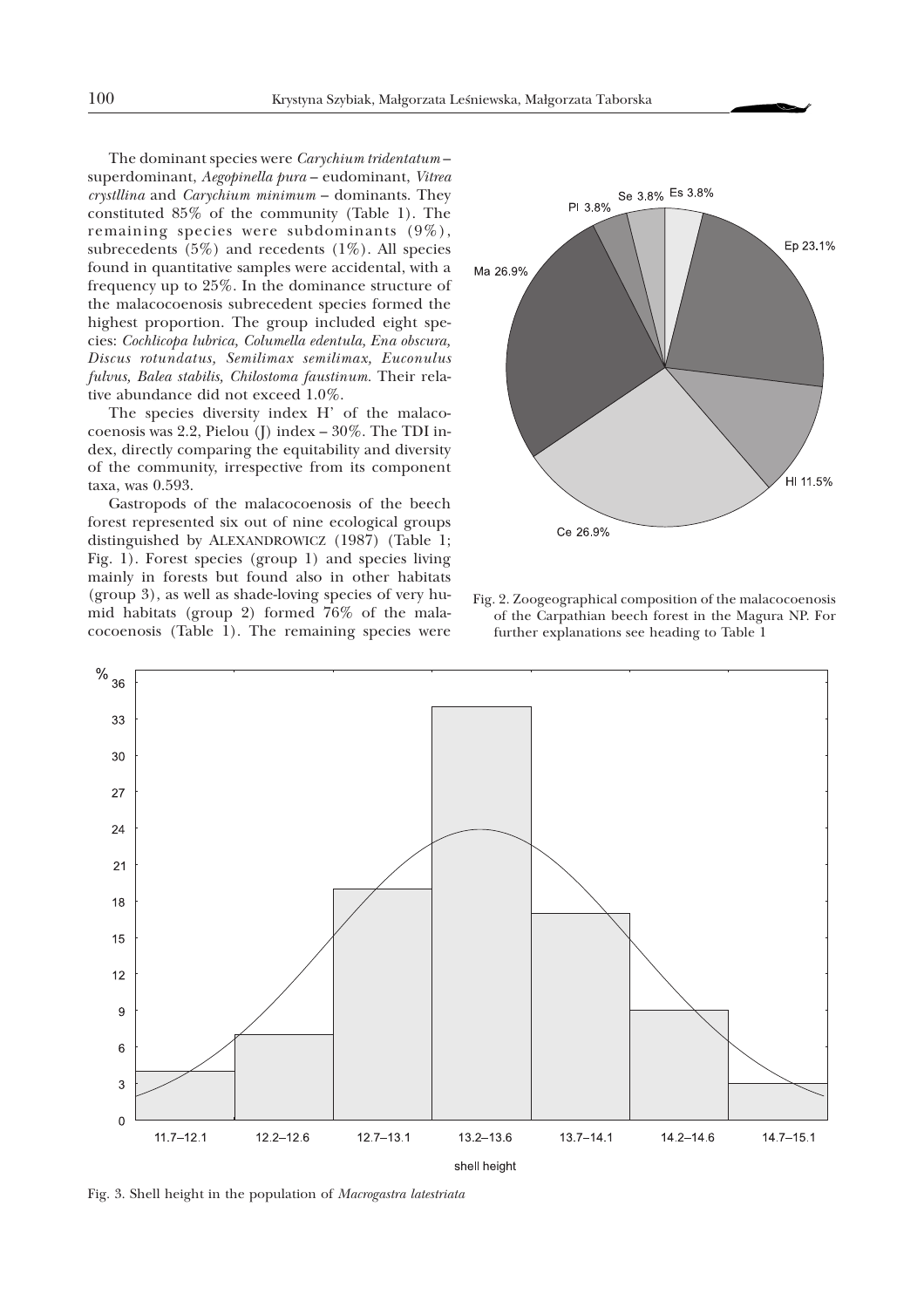The dominant species were *Carychium tridentatum* – superdominant, *Aegopinella pura* – eudominant, *Vitrea crystllina* and *Carychium minimum* – dominants. They constituted 85% of the community (Table 1). The remaining species were subdominants (9%), subrecedents (5%) and recedents (1%). All species found in quantitative samples were accidental, with a frequency up to 25%. In the dominance structure of the malacocoenosis subrecedent species formed the highest proportion. The group included eight species: *Cochlicopa lubrica, Columella edentula, Ena obscura, Discus rotundatus, Semilimax semilimax, Euconulus fulvus, Balea stabilis, Chilostoma faustinum.* Their relative abundance did not exceed 1.0%.

The species diversity index H' of the malacocoenosis was 2.2, Pielou (J) index – 30%. The TDI index, directly comparing the equitability and diversity of the community, irrespective from its component taxa, was 0.593.

Gastropods of the malacocoenosis of the beech forest represented six out of nine ecological groups distinguished by ALEXANDROWICZ (1987) (Table 1; Fig. 1). Forest species (group 1) and species living mainly in forests but found also in other habitats (group 3), as well as shade-loving species of very humid habitats (group 2) formed 76% of the malacocoenosis (Table 1). The remaining species were

Fig. 2. Zoogeographical composition of the malacocoenosis of the Carpathian beech forest in the Magura NP. For further explanations see heading to Table 1

Fig. 3. Shell height in the population of *Macrogastra latestriata*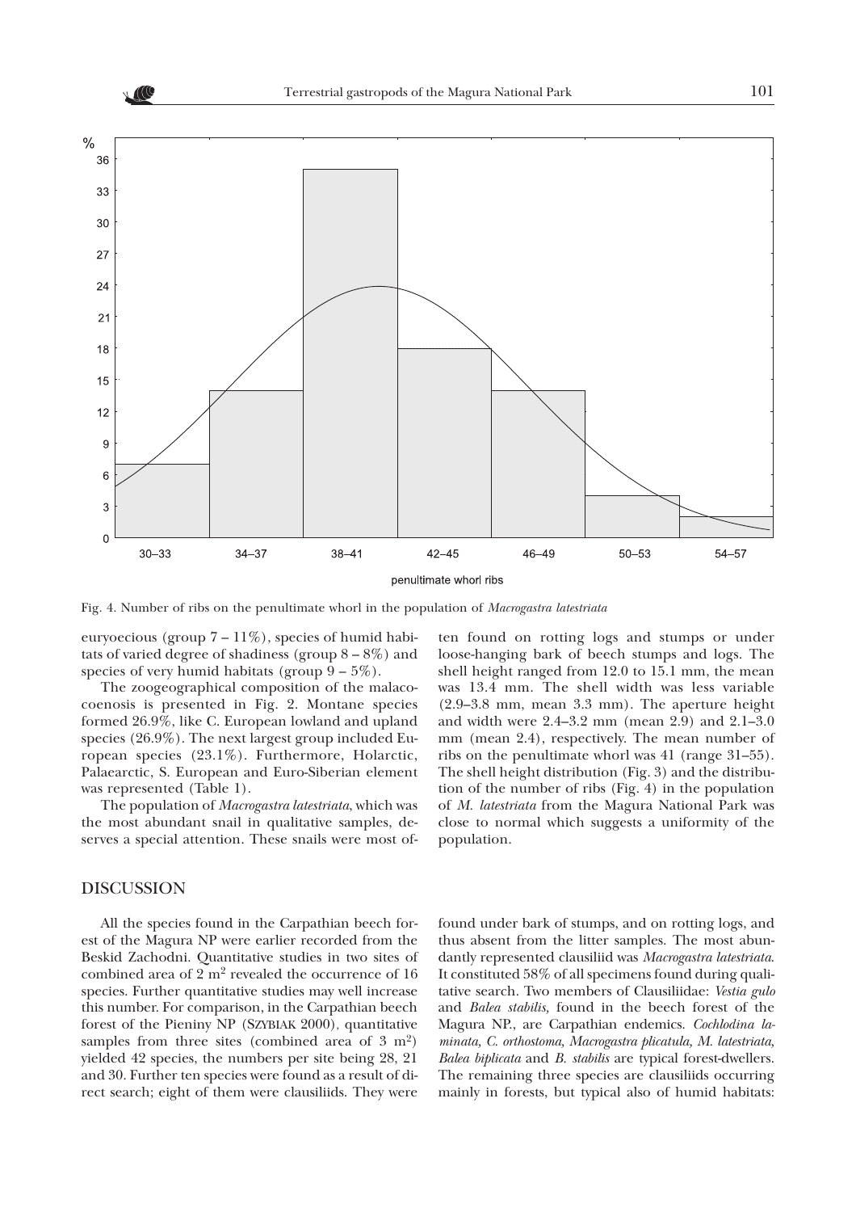Fig. 4. Number of ribs on the penultimate whorl in the population of *Macrogastra latestriata*

euryoecious (group 7 – 11%), species of humid habitats of varied degree of shadiness (group 8 – 8%) and species of very humid habitats (group 9 – 5%).

The zoogeographical composition of the malacocoenosis is presented in Fig. 2. Montane species formed 26.9%, like C. European lowland and upland species (26.9%). The next largest group included European species (23.1%). Furthermore, Holarctic, Palaearctic, S. European and Euro-Siberian element was represented (Table 1).

The population of *Macrogastra latestriata*, which was the most abundant snail in qualitative samples, deserves a special attention. These snails were most often found on rotting logs and stumps or under loose-hanging bark of beech stumps and logs. The shell height ranged from 12.0 to 15.1 mm, the mean was 13.4 mm. The shell width was less variable (2.9–3.8 mm, mean 3.3 mm). The aperture height and width were 2.4–3.2 mm (mean 2.9) and 2.1–3.0 mm (mean 2.4), respectively. The mean number of ribs on the penultimate whorl was 41 (range 31–55). The shell height distribution (Fig. 3) and the distribution of the number of ribs (Fig. 4) in the population of *M. latestriata* from the Magura National Park was close to normal which suggests a uniformity of the population.

## DISCUSSION

All the species found in the Carpathian beech forest of the Magura NP were earlier recorded from the Beskid Zachodni. Quantitative studies in two sites of combined area of 2 m$^2$ revealed the occurrence of 16 species. Further quantitative studies may well increase this number. For comparison, in the Carpathian beech forest of the Pieniny NP (SZYBIAK 2000), quantitative samples from three sites (combined area of 3 m$^2$) yielded 42 species, the numbers per site being 28, 21 and 30. Further ten species were found as a result of direct search; eight of them were clausiliids. They were found under bark of stumps, and on rotting logs, and thus absent from the litter samples. The most abundantly represented clausiliid was *Macrogastra latestriata*. It constituted 58% of all specimens found during qualitative search. Two members of Clausiliidae: *Vestia gulo* and *Balea stabilis,* found in the beech forest of the Magura NP., are Carpathian endemics. *Cochlodina laminata, C. orthostoma, Macrogastra plicatula, M. latestriata, Balea biplicata* and *B. stabilis* are typical forest-dwellers. The remaining three species are clausiliids occurring mainly in forests, but typical also of humid habitats: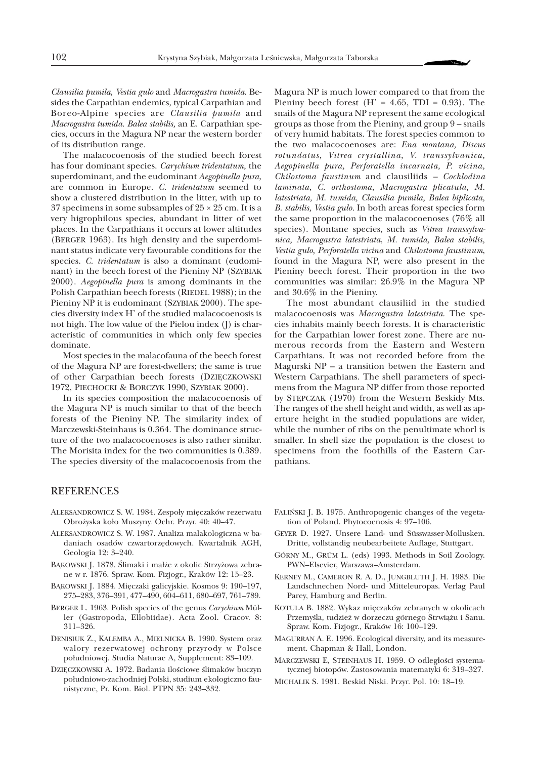*Clausilia pumila, Vestia gulo* and *Macrogastra tumida*. Besides the Carpathian endemics, typical Carpathian and Boreo-Alpine species are *Clausilia pumila* and *Macrogastra tumida*. *Balea stabilis,* an E. Carpathian species, occurs in the Magura NP near the western border of its distribution range.

The malacocoenosis of the studied beech forest has four dominant species. *Carychium tridentatum,* the superdominant, and the eudominant *Aegopinella pura*, are common in Europe. *C. tridentatum* seemed to show a clustered distribution in the litter, with up to 37 specimens in some subsamples of 25 × 25 cm. It is a very higrophilous species, abundant in litter of wet places. In the Carpathians it occurs at lower altitudes (BERGER 1963). Its high density and the superdominant status indicate very favourable conditions for the species. *C. tridentatum* is also a dominant (eudominant) in the beech forest of the Pieniny NP (SZYBIAK 2000). *Aegopinella pura* is among dominants in the Polish Carpathian beech forests (RIEDEL 1988); in the Pieniny NP it is eudominant (SZYBIAK 2000). The species diversity index H' of the studied malacocoenosis is not high. The low value of the Pielou index (J) is characteristic of communities in which only few species dominate.

Most species in the malacofauna of the beech forest of the Magura NP are forest-dwellers; the same is true of other Carpathian beech forests (DZIĘCZKOWSKI 1972, PIECHOCKI & BORCZYK 1990, SZYBIAK 2000).

In its species composition the malacocoenosis of the Magura NP is much similar to that of the beech forests of the Pieniny NP. The similarity index of Marczewski-Steinhaus is 0.364. The dominance structure of the two malacocoenoses is also rather similar. The Morisita index for the two communities is 0.389. The species diversity of the malacocoenosis from the Magura NP is much lower compared to that from the Pieniny beech forest (H' = 4.65, TDI = 0.93). The snails of the Magura NP represent the same ecological groups as those from the Pieniny, and group 9 – snails of very humid habitats. The forest species common to the two malacocoenoses are: *Ena montana, Discus rotundatus, Vitrea crystallina, V. transsylvanica, Aegopinella pura, Perforatella incarnata, P. vicina, Chilostoma faustinum* and clausiliids – *Cochlodina laminata, C. orthostoma, Macrogastra plicatula, M. latestriata, M. tumida, Clausilia pumila, Balea biplicata, B. stabilis, Vestia gulo*. In both areas forest species form the same proportion in the malacocoenoses (76% all species). Montane species, such as *Vitrea transsylvanica, Macrogastra latestriata*, *M. tumida, Balea stabilis, Vestia gulo, Perforatella vicina* and *Chilostoma faustinum*, found in the Magura NP, were also present in the Pieniny beech forest. Their proportion in the two communities was similar: 26.9% in the Magura NP and 30.6% in the Pieniny.

The most abundant clausiliid in the studied malacocoenosis was *Macrogastra latestriata*. The species inhabits mainly beech forests. It is characteristic for the Carpathian lower forest zone. There are numerous records from the Eastern and Western Carpathians. It was not recorded before from the Magurski NP – a transition betwen the Eastern and Western Carpathians. The shell parameters of specimens from the Magura NP differ from those reported by STĘPCZAK (1970) from the Western Beskidy Mts. The ranges of the shell height and width, as well as aperture height in the studied populations are wider, while the number of ribs on the penultimate whorl is smaller. In shell size the population is the closest to specimens from the foothills of the Eastern Carpathians.

## REFERENCES

ALEKSANDROWICZ S. W. 1984. Zespoły mięczaków rezerwatu Obrożyska koło Muszyny. Ochr. Przyr. 40: 40–47.

ALEKSANDROWICZ S. W. 1987. Analiza malakologiczna w badaniach osadów czwartorzędowych. Kwartalnik AGH, Geologia 12: 3–240.

BĄKOWSKI J. 1878. Ślimaki i małże z okolic Strzyżowa zebrane w r. 1876. Spraw. Kom. Fizjogr., Kraków 12: 15–23.

BĄKOWSKI J. 1884. Mięczaki galicyjskie. Kosmos 9: 190–197, 275–283, 376–391, 477–490, 604–611, 680–697, 761–789.

BERGER L. 1963. Polish species of the genus *Carychium* Müller (Gastropoda, Ellobiidae). Acta Zool. Cracov. 8: 311–326.

DENISIUK Z., KALEMBA A., MIELNICKA B. 1990. System oraz walory rezerwatowej ochrony przyrody w Polsce południowej. Studia Naturae A, Supplement: 83–109.

DZIĘCZKOWSKI A. 1972. Badania ilościowe ślimaków buczyn południowo-zachodniej Polski, studium ekologiczno faunistyczne, Pr. Kom. Biol. PTPN 35: 243–332.

FALIŃSKI J. B. 1975. Anthropogenic changes of the vegetation of Poland. Phytocoenosis 4: 97–106.

GEYER D. 1927. Unsere Land- und Süsswasser-Mollusken. Dritte, vollständig neubearbeitete Auflage, Stuttgart.

GÓRNY M., GRÜM L. (eds) 1993. Methods in Soil Zoology. PWN–Elsevier, Warszawa–Amsterdam.

KERNEY M., CAMERON R. A. D., JUNGBLUTH J. H. 1983. Die Landschnechen Nord- und Mitteleuropas. Verlag Paul Parey, Hamburg and Berlin.

KOTULA B. 1882. Wykaz mięczaków zebranych w okolicach Przemyśla, tudzież w dorzeczu górnego Strwiążu i Sanu. Spraw. Kom. Fizjogr., Kraków 16: 100–129.

MAGURRAN A. E. 1996. Ecological diversity, and its measurement. Chapman & Hall, London.

MARCZEWSKI E, STEINHAUS H. 1959. O odległości systematycznej biotopów. Zastosowania matematyki 6: 319–327.

MICHALIK S. 1981. Beskid Niski. Przyr. Pol. 10: 18–19.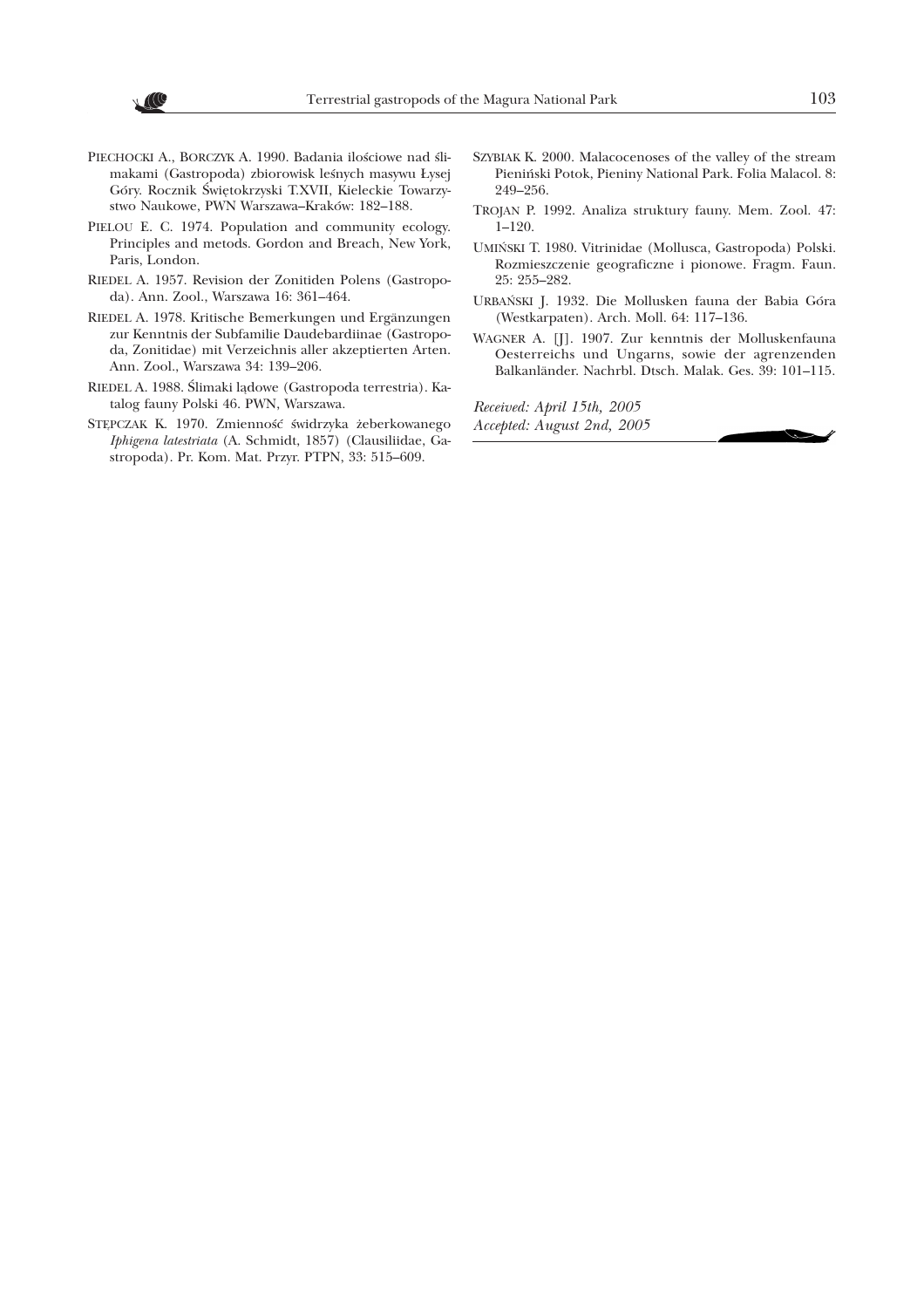PIECHOCKI A., BORCZYK A. 1990. Badania ilościowe nad ślimakami (Gastropoda) zbiorowisk leśnych masywu Łysej Góry. Rocznik Świętokrzyski T.XVII, Kieleckie Towarzystwo Naukowe, PWN Warszawa–Kraków: 182–188.

PIELOU E. C. 1974. Population and community ecology. Principles and metods. Gordon and Breach, New York, Paris, London.

RIEDEL A. 1957. Revision der Zonitiden Polens (Gastropoda). Ann. Zool., Warszawa 16: 361–464.

RIEDEL A. 1978. Kritische Bemerkungen und Ergänzungen zur Kenntnis der Subfamilie Daudebardiinae (Gastropoda, Zonitidae) mit Verzeichnis aller akzeptierten Arten. Ann. Zool., Warszawa 34: 139–206.

RIEDEL A. 1988. Ślimaki lądowe (Gastropoda terrestria). Katalog fauny Polski 46. PWN, Warszawa.

STĘPCZAK K. 1970. Zmienność świdrzyka żeberkowanego *Iphigena latestriata* (A. Schmidt, 1857) (Clausiliidae, Gastropoda). Pr. Kom. Mat. Przyr. PTPN, 33: 515–609.

SZYBIAK K. 2000. Malacocenoses of the valley of the stream Pieniński Potok, Pieniny National Park. Folia Malacol. 8: 249–256.

TROJAN P. 1992. Analiza struktury fauny. Mem. Zool. 47: 1–120.

UMIŃSKI T. 1980. Vitrinidae (Mollusca, Gastropoda) Polski. Rozmieszczenie geograficzne i pionowe. Fragm. Faun. 25: 255–282.

URBAŃSKI J. 1932. Die Mollusken fauna der Babia Góra (Westkarpaten). Arch. Moll. 64: 117–136.

WAGNER A. [J]. 1907. Zur kenntnis der Molluskenfauna Oesterreichs und Ungarns, sowie der agrenzenden Balkanländer. Nachrbl. Dtsch. Malak. Ges. 39: 101–115.

*Received: April 15th, 2005*
*Accepted: August 2nd, 2005*